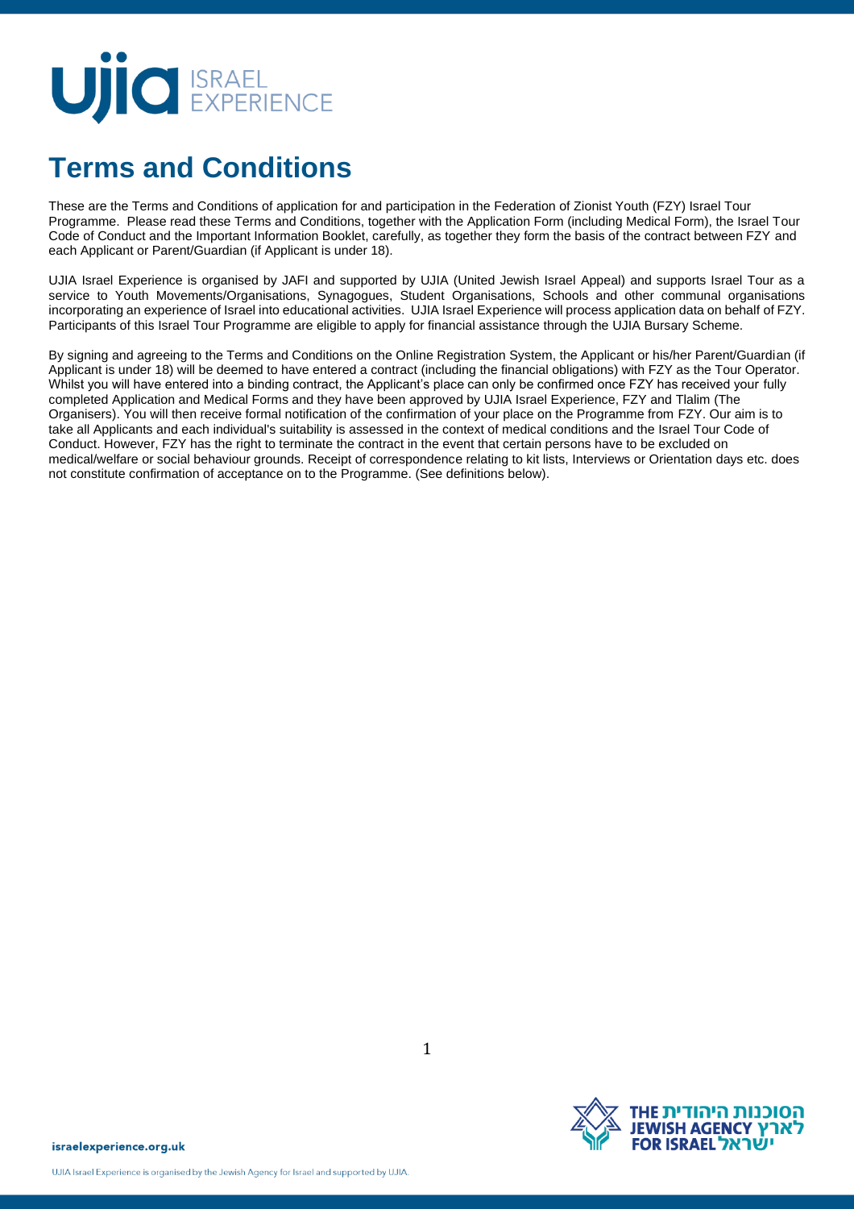# Terms and Conditions

These are the Terms and Conditions of application for and participation in the Federation of Zionist Youth (FZY) Israel Tour Programme. Please read these Terms and Conditions, together with the Application Form (including Medical Form), the Israel Tour Code of Conduct and the Important Information Booklet, carefully, as together they form the basis of the contract between FZY and each Applicant or Parent/Guardian (if Applicant is under 18).

UJIA Israel Experience is organised by JAFI and supported by UJIA (United Jewish Israel Appeal) and supports Israel Tour as a service to Youth Movements/Organisations, Synagogues, Student Organisations, Schools and other communal organisations incorporating an experience of Israel into educational activities. UJIA Israel Experience will process application data on behalf of FZY. Participants of this Israel Tour Programme are eligible to apply for financial assistance through the UJIA Bursary Scheme.

By signing and agreeing to the Terms and Conditions on the Online Registration System, the Applicant or his/her Parent/Guardian (if Applicant is under 18) will be deemed to have entered a contract (including the financial obligations) with FZY as the Tour Operator. Whilst you will have entered into a binding contract, the Applicant's place can only be confirmed once FZY has received your fully completed Application and Medical Forms and they have been approved by UJIA Israel Experience, FZY and Tlalim (The Organisers). You will then receive formal notification of the confirmation of your place on the Programme from FZY. Our aim is to take all Applicants and each individual's suitability is assessed in the context of medical conditions and the Israel Tour Code of Conduct. However, FZY has the right to terminate the contract in the event that certain persons have to be excluded on medical/welfare or social behaviour grounds. Receipt of correspondence relating to kit lists, Interviews or Orientation days etc. does not constitute confirmation of acceptance on to the Programme. (See definitions below).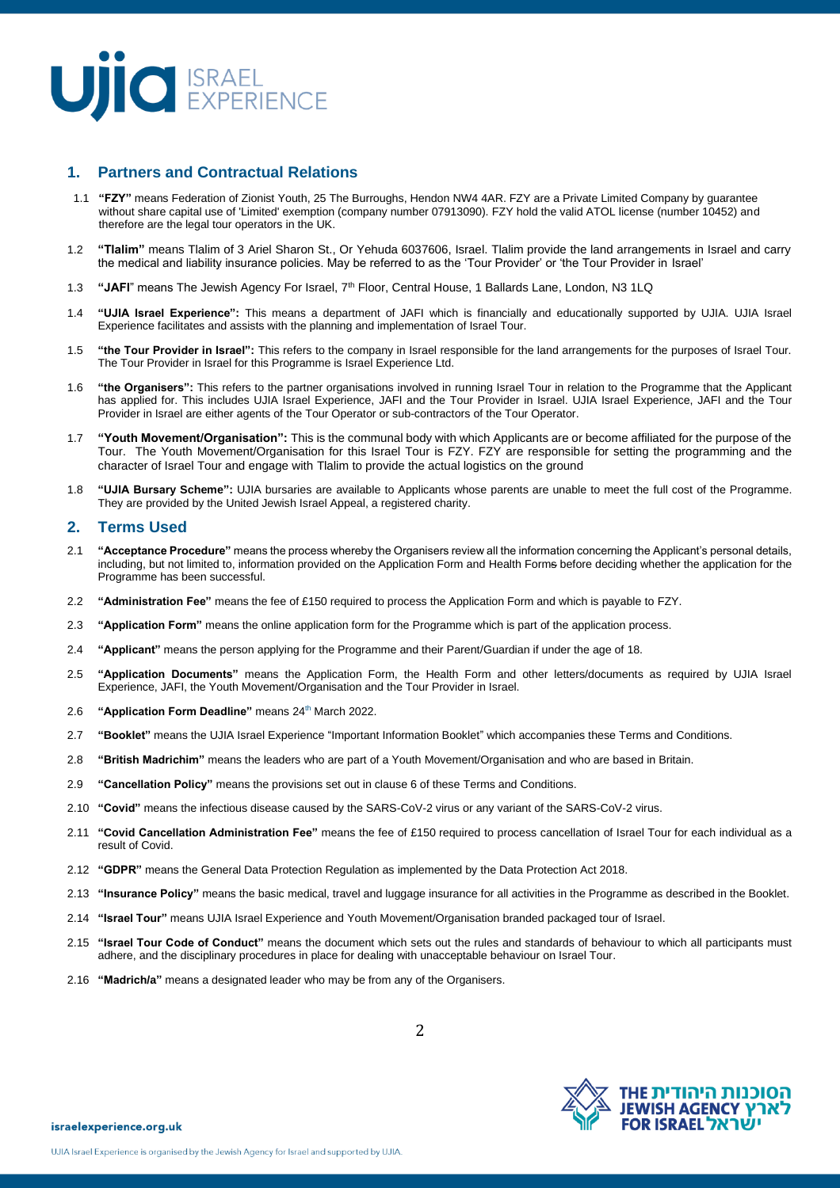## 1. Partners and Contractual Relations

1.1 **"FZY"** means Federation of Zionist Youth, 25 The Burroughs, Hendon NW4 4AR. FZY are a Private Limited Company by guarantee without share capital use of 'Limited' exemption (company number 07913090). FZY hold the valid ATOL license (number 10452) and therefore are the legal tour operators in the UK.

1.2 **"Tlalim"** means Tlalim of 3 Ariel Sharon St., Or Yehuda 6037606, Israel. Tlalim provide the land arrangements in Israel and carry the medical and liability insurance policies. May be referred to as the 'Tour Provider' or 'the Tour Provider in Israel'

1.3 **"JAFI"** means The Jewish Agency For Israel, 7th Floor, Central House, 1 Ballards Lane, London, N3 1LQ

1.4 **"UJIA Israel Experience":** This means a department of JAFI which is financially and educationally supported by UJIA. UJIA Israel Experience facilitates and assists with the planning and implementation of Israel Tour.

1.5 **"the Tour Provider in Israel":** This refers to the company in Israel responsible for the land arrangements for the purposes of Israel Tour. The Tour Provider in Israel for this Programme is Israel Experience Ltd.

1.6 **"the Organisers":** This refers to the partner organisations involved in running Israel Tour in relation to the Programme that the Applicant has applied for. This includes UJIA Israel Experience, JAFI and the Tour Provider in Israel. UJIA Israel Experience, JAFI and the Tour Provider in Israel are either agents of the Tour Operator or sub-contractors of the Tour Operator.

1.7 **"Youth Movement/Organisation":** This is the communal body with which Applicants are or become affiliated for the purpose of the Tour. The Youth Movement/Organisation for this Israel Tour is FZY. FZY are responsible for setting the programming and the character of Israel Tour and engage with Tlalim to provide the actual logistics on the ground

1.8 **"UJIA Bursary Scheme":** UJIA bursaries are available to Applicants whose parents are unable to meet the full cost of the Programme. They are provided by the United Jewish Israel Appeal, a registered charity.

## 2. Terms Used

2.1 **"Acceptance Procedure"** means the process whereby the Organisers review all the information concerning the Applicant's personal details, including, but not limited to, information provided on the Application Form and Health Forms before deciding whether the application for the Programme has been successful.

2.2 **"Administration Fee"** means the fee of £150 required to process the Application Form and which is payable to FZY.

2.3 **"Application Form"** means the online application form for the Programme which is part of the application process.

2.4 **"Applicant"** means the person applying for the Programme and their Parent/Guardian if under the age of 18.

2.5 **"Application Documents"** means the Application Form, the Health Form and other letters/documents as required by UJIA Israel Experience, JAFI, the Youth Movement/Organisation and the Tour Provider in Israel.

2.6 **"Application Form Deadline"** means 24th March 2022.

2.7 **"Booklet"** means the UJIA Israel Experience "Important Information Booklet" which accompanies these Terms and Conditions.

2.8 **"British Madrichim"** means the leaders who are part of a Youth Movement/Organisation and who are based in Britain.

2.9 **"Cancellation Policy"** means the provisions set out in clause 6 of these Terms and Conditions.

2.10 **"Covid"** means the infectious disease caused by the SARS-CoV-2 virus or any variant of the SARS-CoV-2 virus.

2.11 **"Covid Cancellation Administration Fee"** means the fee of £150 required to process cancellation of Israel Tour for each individual as a result of Covid.

2.12 **"GDPR"** means the General Data Protection Regulation as implemented by the Data Protection Act 2018.

2.13 **"Insurance Policy"** means the basic medical, travel and luggage insurance for all activities in the Programme as described in the Booklet.

2.14 **"Israel Tour"** means UJIA Israel Experience and Youth Movement/Organisation branded packaged tour of Israel.

2.15 **"Israel Tour Code of Conduct"** means the document which sets out the rules and standards of behaviour to which all participants must adhere, and the disciplinary procedures in place for dealing with unacceptable behaviour on Israel Tour.

2.16 **"Madrich/a"** means a designated leader who may be from any of the Organisers.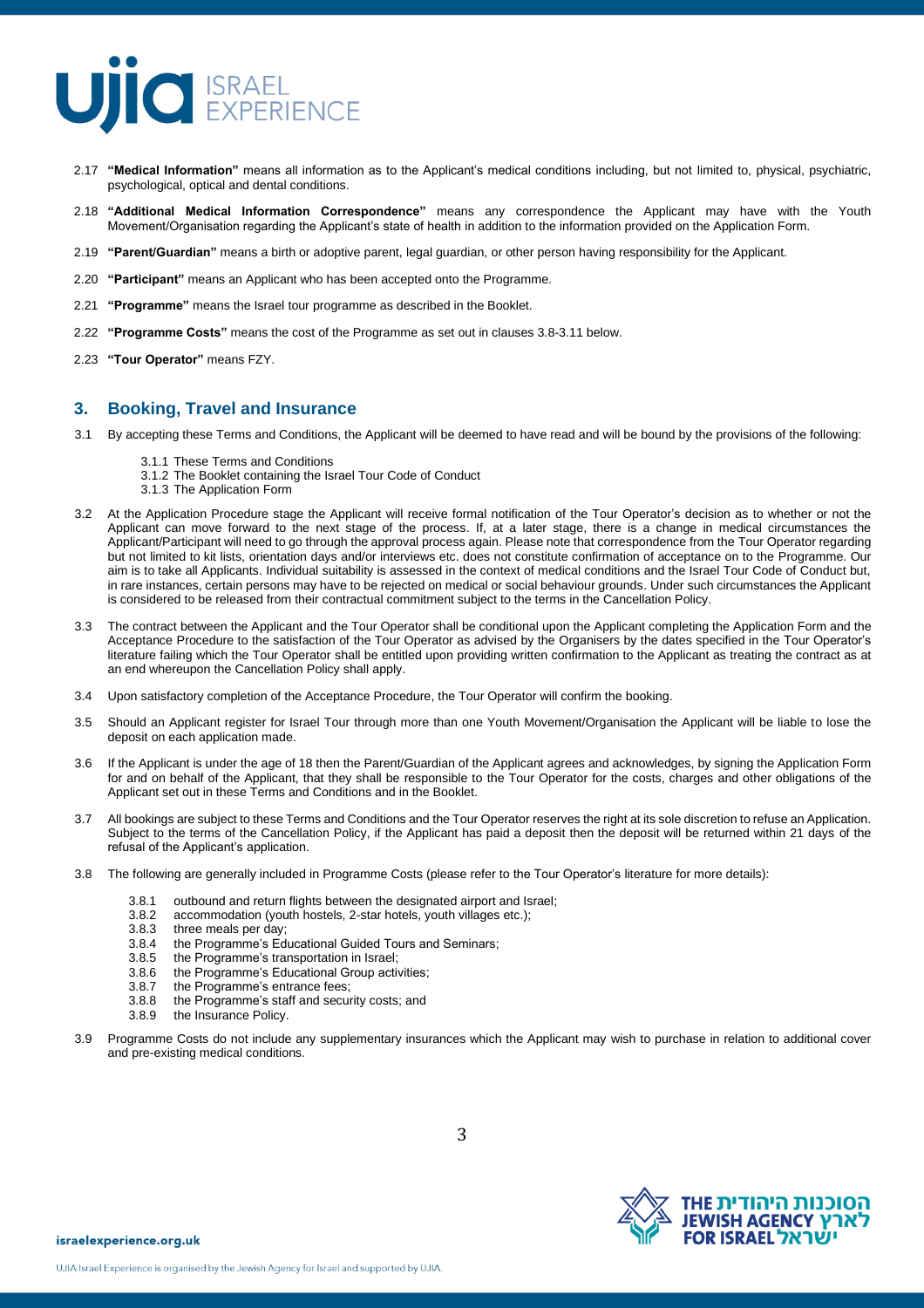2.17 **"Medical Information"** means all information as to the Applicant's medical conditions including, but not limited to, physical, psychiatric, psychological, optical and dental conditions.

2.18 **"Additional Medical Information Correspondence"** means any correspondence the Applicant may have with the Youth Movement/Organisation regarding the Applicant's state of health in addition to the information provided on the Application Form.

2.19 **"Parent/Guardian"** means a birth or adoptive parent, legal guardian, or other person having responsibility for the Applicant.

2.20 **"Participant"** means an Applicant who has been accepted onto the Programme.

2.21 **"Programme"** means the Israel tour programme as described in the Booklet.

2.22 **"Programme Costs"** means the cost of the Programme as set out in clauses 3.8-3.11 below.

2.23 **"Tour Operator"** means FZY.

## 3. Booking, Travel and Insurance

3.1 By accepting these Terms and Conditions, the Applicant will be deemed to have read and will be bound by the provisions of the following:

- 3.1.1 These Terms and Conditions
- 3.1.2 The Booklet containing the Israel Tour Code of Conduct
- 3.1.3 The Application Form

3.2 At the Application Procedure stage the Applicant will receive formal notification of the Tour Operator's decision as to whether or not the Applicant can move forward to the next stage of the process. If, at a later stage, there is a change in medical circumstances the Applicant/Participant will need to go through the approval process again. Please note that correspondence from the Tour Operator regarding but not limited to kit lists, orientation days and/or interviews etc. does not constitute confirmation of acceptance on to the Programme. Our aim is to take all Applicants. Individual suitability is assessed in the context of medical conditions and the Israel Tour Code of Conduct but, in rare instances, certain persons may have to be rejected on medical or social behaviour grounds. Under such circumstances the Applicant is considered to be released from their contractual commitment subject to the terms in the Cancellation Policy.

3.3 The contract between the Applicant and the Tour Operator shall be conditional upon the Applicant completing the Application Form and the Acceptance Procedure to the satisfaction of the Tour Operator as advised by the Organisers by the dates specified in the Tour Operator's literature failing which the Tour Operator shall be entitled upon providing written confirmation to the Applicant as treating the contract as at an end whereupon the Cancellation Policy shall apply.

3.4 Upon satisfactory completion of the Acceptance Procedure, the Tour Operator will confirm the booking.

3.5 Should an Applicant register for Israel Tour through more than one Youth Movement/Organisation the Applicant will be liable to lose the deposit on each application made.

3.6 If the Applicant is under the age of 18 then the Parent/Guardian of the Applicant agrees and acknowledges, by signing the Application Form for and on behalf of the Applicant, that they shall be responsible to the Tour Operator for the costs, charges and other obligations of the Applicant set out in these Terms and Conditions and in the Booklet.

3.7 All bookings are subject to these Terms and Conditions and the Tour Operator reserves the right at its sole discretion to refuse an Application. Subject to the terms of the Cancellation Policy, if the Applicant has paid a deposit then the deposit will be returned within 21 days of the refusal of the Applicant's application.

3.8 The following are generally included in Programme Costs (please refer to the Tour Operator's literature for more details):

- 3.8.1 outbound and return flights between the designated airport and Israel;
- 3.8.2 accommodation (youth hostels, 2-star hotels, youth villages etc.);
- 3.8.3 three meals per day;
- 3.8.4 the Programme's Educational Guided Tours and Seminars;
- 3.8.5 the Programme's transportation in Israel;
- 3.8.6 the Programme's Educational Group activities;
- 3.8.7 the Programme's entrance fees;
- 3.8.8 the Programme's staff and security costs; and
- 3.8.9 the Insurance Policy.

3.9 Programme Costs do not include any supplementary insurances which the Applicant may wish to purchase in relation to additional cover and pre-existing medical conditions.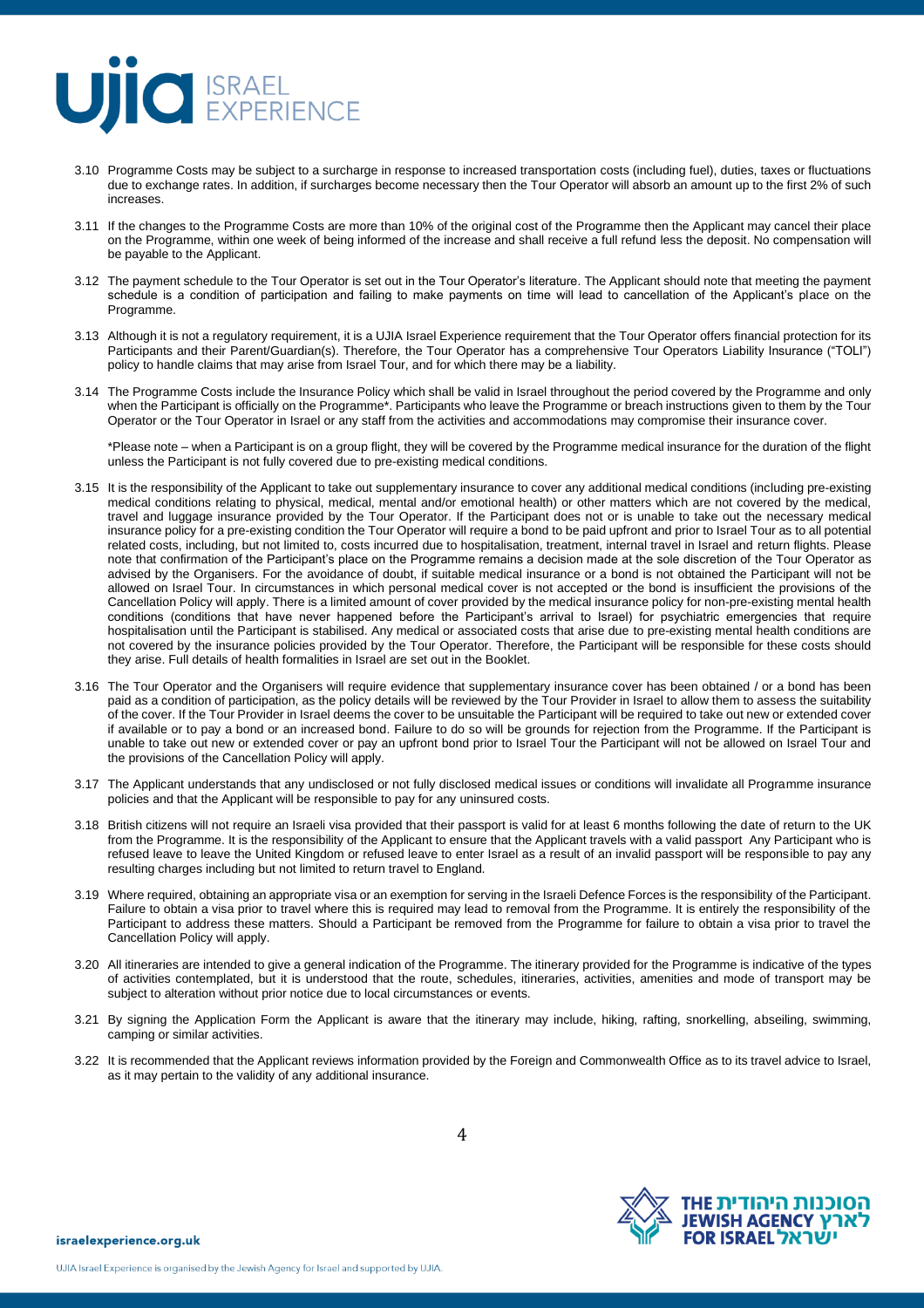3.10 Programme Costs may be subject to a surcharge in response to increased transportation costs (including fuel), duties, taxes or fluctuations due to exchange rates. In addition, if surcharges become necessary then the Tour Operator will absorb an amount up to the first 2% of such increases.

3.11 If the changes to the Programme Costs are more than 10% of the original cost of the Programme then the Applicant may cancel their place on the Programme, within one week of being informed of the increase and shall receive a full refund less the deposit. No compensation will be payable to the Applicant.

3.12 The payment schedule to the Tour Operator is set out in the Tour Operator's literature. The Applicant should note that meeting the payment schedule is a condition of participation and failing to make payments on time will lead to cancellation of the Applicant's place on the Programme.

3.13 Although it is not a regulatory requirement, it is a UJIA Israel Experience requirement that the Tour Operator offers financial protection for its Participants and their Parent/Guardian(s). Therefore, the Tour Operator has a comprehensive Tour Operators Liability Insurance ("TOLI") policy to handle claims that may arise from Israel Tour, and for which there may be a liability.

3.14 The Programme Costs include the Insurance Policy which shall be valid in Israel throughout the period covered by the Programme and only when the Participant is officially on the Programme*. Participants who leave the Programme or breach instructions given to them by the Tour Operator or the Tour Operator in Israel or any staff from the activities and accommodations may compromise their insurance cover.

\*Please note – when a Participant is on a group flight, they will be covered by the Programme medical insurance for the duration of the flight unless the Participant is not fully covered due to pre-existing medical conditions.

3.15 It is the responsibility of the Applicant to take out supplementary insurance to cover any additional medical conditions (including pre-existing medical conditions relating to physical, medical, mental and/or emotional health) or other matters which are not covered by the medical, travel and luggage insurance provided by the Tour Operator. If the Participant does not or is unable to take out the necessary medical insurance policy for a pre-existing condition the Tour Operator will require a bond to be paid upfront and prior to Israel Tour as to all potential related costs, including, but not limited to, costs incurred due to hospitalisation, treatment, internal travel in Israel and return flights. Please note that confirmation of the Participant's place on the Programme remains a decision made at the sole discretion of the Tour Operator as advised by the Organisers. For the avoidance of doubt, if suitable medical insurance or a bond is not obtained the Participant will not be allowed on Israel Tour. In circumstances in which personal medical cover is not accepted or the bond is insufficient the provisions of the Cancellation Policy will apply. There is a limited amount of cover provided by the medical insurance policy for non-pre-existing mental health conditions (conditions that have never happened before the Participant's arrival to Israel) for psychiatric emergencies that require hospitalisation until the Participant is stabilised. Any medical or associated costs that arise due to pre-existing mental health conditions are not covered by the insurance policies provided by the Tour Operator. Therefore, the Participant will be responsible for these costs should they arise. Full details of health formalities in Israel are set out in the Booklet.

3.16 The Tour Operator and the Organisers will require evidence that supplementary insurance cover has been obtained / or a bond has been paid as a condition of participation, as the policy details will be reviewed by the Tour Provider in Israel to allow them to assess the suitability of the cover. If the Tour Provider in Israel deems the cover to be unsuitable the Participant will be required to take out new or extended cover if available or to pay a bond or an increased bond. Failure to do so will be grounds for rejection from the Programme. If the Participant is unable to take out new or extended cover or pay an upfront bond prior to Israel Tour the Participant will not be allowed on Israel Tour and the provisions of the Cancellation Policy will apply.

3.17 The Applicant understands that any undisclosed or not fully disclosed medical issues or conditions will invalidate all Programme insurance policies and that the Applicant will be responsible to pay for any uninsured costs.

3.18 British citizens will not require an Israeli visa provided that their passport is valid for at least 6 months following the date of return to the UK from the Programme. It is the responsibility of the Applicant to ensure that the Applicant travels with a valid passport Any Participant who is refused leave to leave the United Kingdom or refused leave to enter Israel as a result of an invalid passport will be responsible to pay any resulting charges including but not limited to return travel to England.

3.19 Where required, obtaining an appropriate visa or an exemption for serving in the Israeli Defence Forces is the responsibility of the Participant. Failure to obtain a visa prior to travel where this is required may lead to removal from the Programme. It is entirely the responsibility of the Participant to address these matters. Should a Participant be removed from the Programme for failure to obtain a visa prior to travel the Cancellation Policy will apply.

3.20 All itineraries are intended to give a general indication of the Programme. The itinerary provided for the Programme is indicative of the types of activities contemplated, but it is understood that the route, schedules, itineraries, activities, amenities and mode of transport may be subject to alteration without prior notice due to local circumstances or events.

3.21 By signing the Application Form the Applicant is aware that the itinerary may include, hiking, rafting, snorkelling, abseiling, swimming, camping or similar activities.

3.22 It is recommended that the Applicant reviews information provided by the Foreign and Commonwealth Office as to its travel advice to Israel, as it may pertain to the validity of any additional insurance.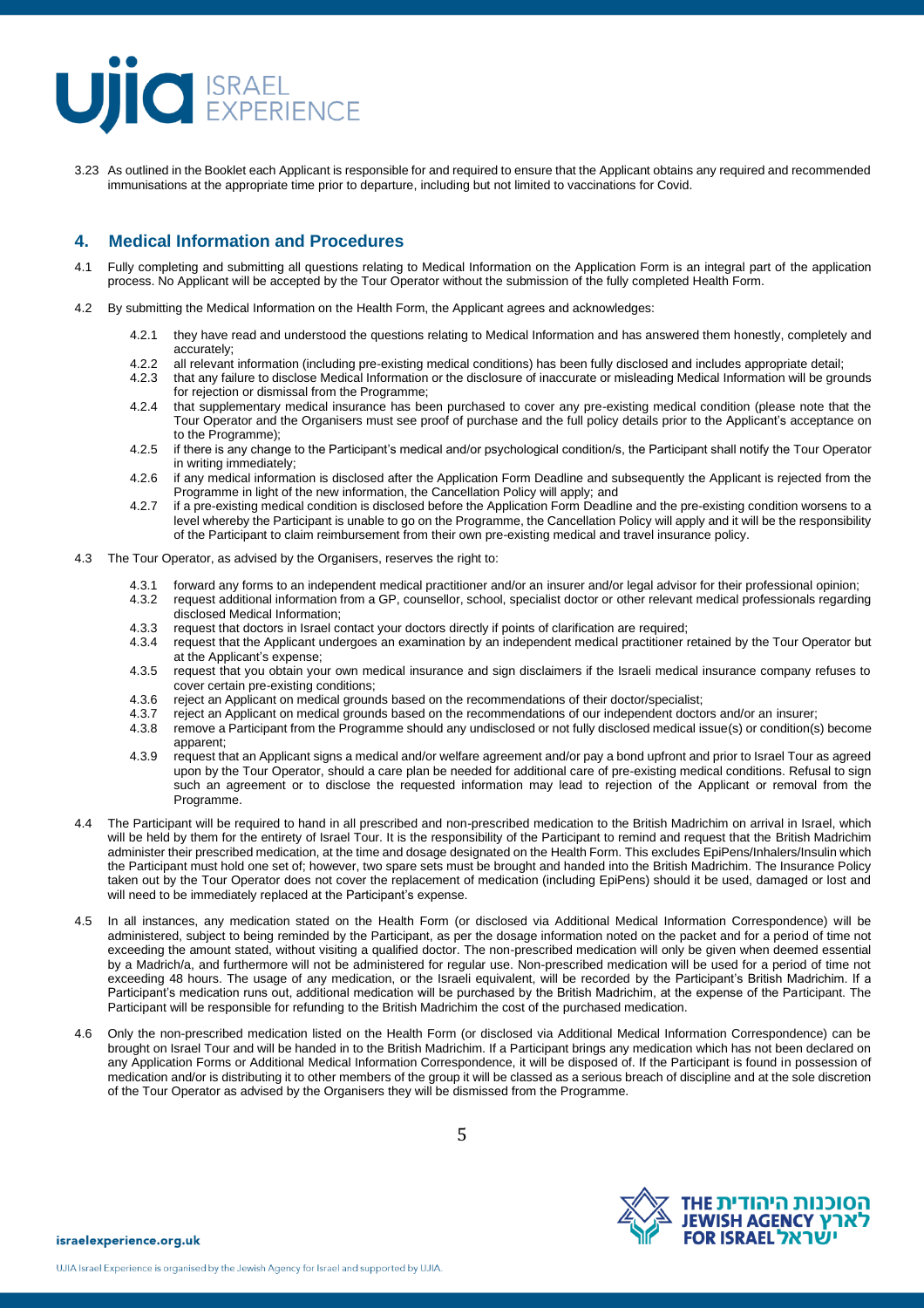3.23 As outlined in the Booklet each Applicant is responsible for and required to ensure that the Applicant obtains any required and recommended immunisations at the appropriate time prior to departure, including but not limited to vaccinations for Covid.

## 4. Medical Information and Procedures

4.1 Fully completing and submitting all questions relating to Medical Information on the Application Form is an integral part of the application process. No Applicant will be accepted by the Tour Operator without the submission of the fully completed Health Form.

4.2 By submitting the Medical Information on the Health Form, the Applicant agrees and acknowledges:

- 4.2.1 they have read and understood the questions relating to Medical Information and has answered them honestly, completely and accurately;
- 4.2.2 all relevant information (including pre-existing medical conditions) has been fully disclosed and includes appropriate detail;
- 4.2.3 that any failure to disclose Medical Information or the disclosure of inaccurate or misleading Medical Information will be grounds for rejection or dismissal from the Programme;
- 4.2.4 that supplementary medical insurance has been purchased to cover any pre-existing medical condition (please note that the Tour Operator and the Organisers must see proof of purchase and the full policy details prior to the Applicant's acceptance on to the Programme);
- 4.2.5 if there is any change to the Participant's medical and/or psychological condition/s, the Participant shall notify the Tour Operator in writing immediately;
- 4.2.6 if any medical information is disclosed after the Application Form Deadline and subsequently the Applicant is rejected from the Programme in light of the new information, the Cancellation Policy will apply; and
- 4.2.7 if a pre-existing medical condition is disclosed before the Application Form Deadline and the pre-existing condition worsens to a level whereby the Participant is unable to go on the Programme, the Cancellation Policy will apply and it will be the responsibility of the Participant to claim reimbursement from their own pre-existing medical and travel insurance policy.

4.3 The Tour Operator, as advised by the Organisers, reserves the right to:

- 4.3.1 forward any forms to an independent medical practitioner and/or an insurer and/or legal advisor for their professional opinion;
- 4.3.2 request additional information from a GP, counsellor, school, specialist doctor or other relevant medical professionals regarding disclosed Medical Information;
- 4.3.3 request that doctors in Israel contact your doctors directly if points of clarification are required;
- 4.3.4 request that the Applicant undergoes an examination by an independent medical practitioner retained by the Tour Operator but at the Applicant's expense;
- 4.3.5 request that you obtain your own medical insurance and sign disclaimers if the Israeli medical insurance company refuses to cover certain pre-existing conditions;
- 4.3.6 reject an Applicant on medical grounds based on the recommendations of their doctor/specialist;
- 4.3.7 reject an Applicant on medical grounds based on the recommendations of our independent doctors and/or an insurer;
- 4.3.8 remove a Participant from the Programme should any undisclosed or not fully disclosed medical issue(s) or condition(s) become apparent;
- 4.3.9 request that an Applicant signs a medical and/or welfare agreement and/or pay a bond upfront and prior to Israel Tour as agreed upon by the Tour Operator, should a care plan be needed for additional care of pre-existing medical conditions. Refusal to sign such an agreement or to disclose the requested information may lead to rejection of the Applicant or removal from the Programme.

4.4 The Participant will be required to hand in all prescribed and non-prescribed medication to the British Madrichim on arrival in Israel, which will be held by them for the entirety of Israel Tour. It is the responsibility of the Participant to remind and request that the British Madrichim administer their prescribed medication, at the time and dosage designated on the Health Form. This excludes EpiPens/Inhalers/Insulin which the Participant must hold one set of; however, two spare sets must be brought and handed into the British Madrichim. The Insurance Policy taken out by the Tour Operator does not cover the replacement of medication (including EpiPens) should it be used, damaged or lost and will need to be immediately replaced at the Participant's expense.

4.5 In all instances, any medication stated on the Health Form (or disclosed via Additional Medical Information Correspondence) will be administered, subject to being reminded by the Participant, as per the dosage information noted on the packet and for a period of time not exceeding the amount stated, without visiting a qualified doctor. The non-prescribed medication will only be given when deemed essential by a Madrich/a, and furthermore will not be administered for regular use. Non-prescribed medication will be used for a period of time not exceeding 48 hours. The usage of any medication, or the Israeli equivalent, will be recorded by the Participant's British Madrichim. If a Participant's medication runs out, additional medication will be purchased by the British Madrichim, at the expense of the Participant. The Participant will be responsible for refunding to the British Madrichim the cost of the purchased medication.

4.6 Only the non-prescribed medication listed on the Health Form (or disclosed via Additional Medical Information Correspondence) can be brought on Israel Tour and will be handed in to the British Madrichim. If a Participant brings any medication which has not been declared on any Application Forms or Additional Medical Information Correspondence, it will be disposed of. If the Participant is found in possession of medication and/or is distributing it to other members of the group it will be classed as a serious breach of discipline and at the sole discretion of the Tour Operator as advised by the Organisers they will be dismissed from the Programme.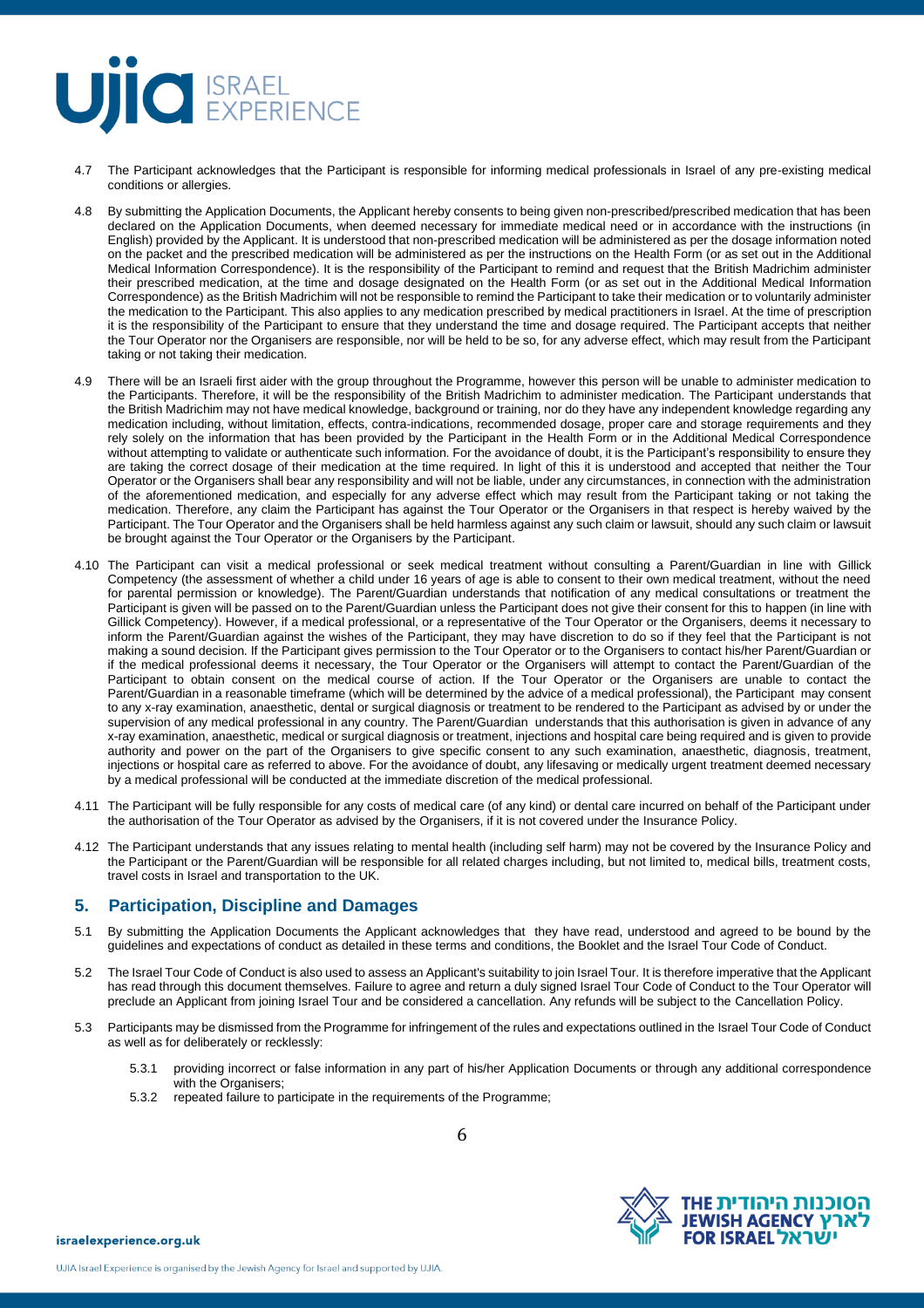4.7 The Participant acknowledges that the Participant is responsible for informing medical professionals in Israel of any pre-existing medical conditions or allergies.

4.8 By submitting the Application Documents, the Applicant hereby consents to being given non-prescribed/prescribed medication that has been declared on the Application Documents, when deemed necessary for immediate medical need or in accordance with the instructions (in English) provided by the Applicant. It is understood that non-prescribed medication will be administered as per the dosage information noted on the packet and the prescribed medication will be administered as per the instructions on the Health Form (or as set out in the Additional Medical Information Correspondence). It is the responsibility of the Participant to remind and request that the British Madrichim administer their prescribed medication, at the time and dosage designated on the Health Form (or as set out in the Additional Medical Information Correspondence) as the British Madrichim will not be responsible to remind the Participant to take their medication or to voluntarily administer the medication to the Participant. This also applies to any medication prescribed by medical practitioners in Israel. At the time of prescription it is the responsibility of the Participant to ensure that they understand the time and dosage required. The Participant accepts that neither the Tour Operator nor the Organisers are responsible, nor will be held to be so, for any adverse effect, which may result from the Participant taking or not taking their medication.

4.9 There will be an Israeli first aider with the group throughout the Programme, however this person will be unable to administer medication to the Participants. Therefore, it will be the responsibility of the British Madrichim to administer medication. The Participant understands that the British Madrichim may not have medical knowledge, background or training, nor do they have any independent knowledge regarding any medication including, without limitation, effects, contra-indications, recommended dosage, proper care and storage requirements and they rely solely on the information that has been provided by the Participant in the Health Form or in the Additional Medical Correspondence without attempting to validate or authenticate such information. For the avoidance of doubt, it is the Participant's responsibility to ensure they are taking the correct dosage of their medication at the time required. In light of this it is understood and accepted that neither the Tour Operator or the Organisers shall bear any responsibility and will not be liable, under any circumstances, in connection with the administration of the aforementioned medication, and especially for any adverse effect which may result from the Participant taking or not taking the medication. Therefore, any claim the Participant has against the Tour Operator or the Organisers in that respect is hereby waived by the Participant. The Tour Operator and the Organisers shall be held harmless against any such claim or lawsuit, should any such claim or lawsuit be brought against the Tour Operator or the Organisers by the Participant.

4.10 The Participant can visit a medical professional or seek medical treatment without consulting a Parent/Guardian in line with Gillick Competency (the assessment of whether a child under 16 years of age is able to consent to their own medical treatment, without the need for parental permission or knowledge). The Parent/Guardian understands that notification of any medical consultations or treatment the Participant is given will be passed on to the Parent/Guardian unless the Participant does not give their consent for this to happen (in line with Gillick Competency). However, if a medical professional, or a representative of the Tour Operator or the Organisers, deems it necessary to inform the Parent/Guardian against the wishes of the Participant, they may have discretion to do so if they feel that the Participant is not making a sound decision. If the Participant gives permission to the Tour Operator or to the Organisers to contact his/her Parent/Guardian or if the medical professional deems it necessary, the Tour Operator or the Organisers will attempt to contact the Parent/Guardian of the Participant to obtain consent on the medical course of action. If the Tour Operator or the Organisers are unable to contact the Parent/Guardian in a reasonable timeframe (which will be determined by the advice of a medical professional), the Participant may consent to any x-ray examination, anaesthetic, dental or surgical diagnosis or treatment to be rendered to the Participant as advised by or under the supervision of any medical professional in any country. The Parent/Guardian understands that this authorisation is given in advance of any x-ray examination, anaesthetic, medical or surgical diagnosis or treatment, injections and hospital care being required and is given to provide authority and power on the part of the Organisers to give specific consent to any such examination, anaesthetic, diagnosis, treatment, injections or hospital care as referred to above. For the avoidance of doubt, any lifesaving or medically urgent treatment deemed necessary by a medical professional will be conducted at the immediate discretion of the medical professional.

4.11 The Participant will be fully responsible for any costs of medical care (of any kind) or dental care incurred on behalf of the Participant under the authorisation of the Tour Operator as advised by the Organisers, if it is not covered under the Insurance Policy.

4.12 The Participant understands that any issues relating to mental health (including self harm) may not be covered by the Insurance Policy and the Participant or the Parent/Guardian will be responsible for all related charges including, but not limited to, medical bills, treatment costs, travel costs in Israel and transportation to the UK.

## 5. Participation, Discipline and Damages

5.1 By submitting the Application Documents the Applicant acknowledges that they have read, understood and agreed to be bound by the guidelines and expectations of conduct as detailed in these terms and conditions, the Booklet and the Israel Tour Code of Conduct.

5.2 The Israel Tour Code of Conduct is also used to assess an Applicant's suitability to join Israel Tour. It is therefore imperative that the Applicant has read through this document themselves. Failure to agree and return a duly signed Israel Tour Code of Conduct to the Tour Operator will preclude an Applicant from joining Israel Tour and be considered a cancellation. Any refunds will be subject to the Cancellation Policy.

5.3 Participants may be dismissed from the Programme for infringement of the rules and expectations outlined in the Israel Tour Code of Conduct as well as for deliberately or recklessly:

   5.3.1 providing incorrect or false information in any part of his/her Application Documents or through any additional correspondence with the Organisers;

   5.3.2 repeated failure to participate in the requirements of the Programme;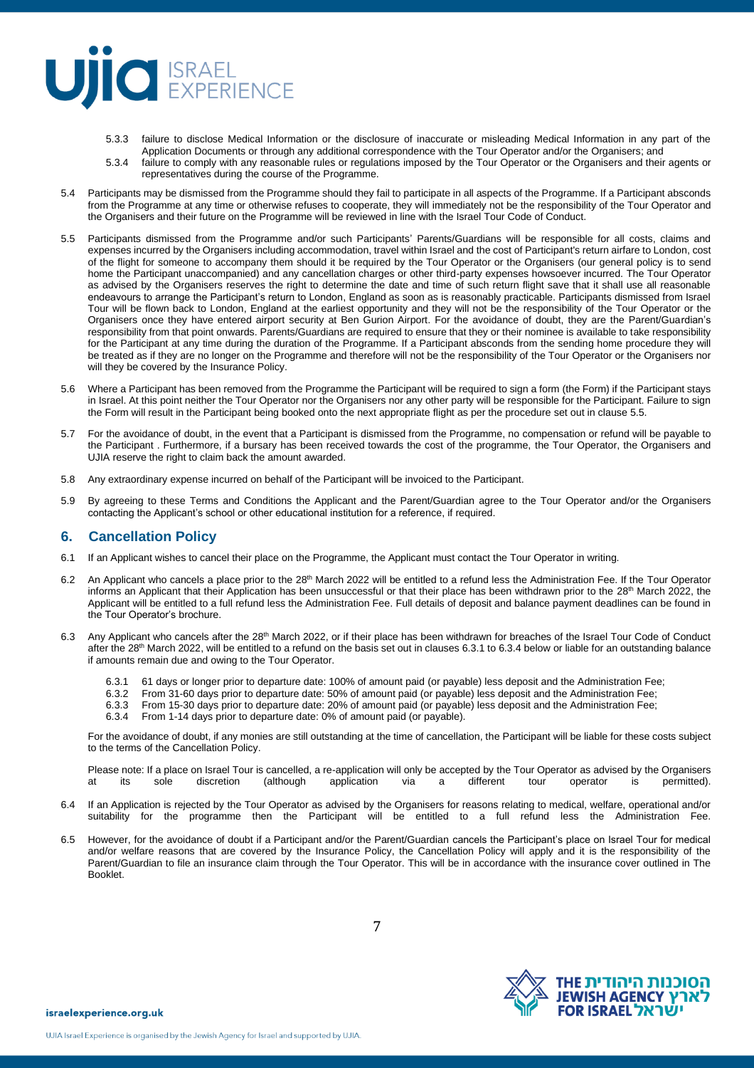5.3.3 failure to disclose Medical Information or the disclosure of inaccurate or misleading Medical Information in any part of the Application Documents or through any additional correspondence with the Tour Operator and/or the Organisers; and

5.3.4 failure to comply with any reasonable rules or regulations imposed by the Tour Operator or the Organisers and their agents or representatives during the course of the Programme.

5.4 Participants may be dismissed from the Programme should they fail to participate in all aspects of the Programme. If a Participant absconds from the Programme at any time or otherwise refuses to cooperate, they will immediately not be the responsibility of the Tour Operator and the Organisers and their future on the Programme will be reviewed in line with the Israel Tour Code of Conduct.

5.5 Participants dismissed from the Programme and/or such Participants' Parents/Guardians will be responsible for all costs, claims and expenses incurred by the Organisers including accommodation, travel within Israel and the cost of Participant's return airfare to London, cost of the flight for someone to accompany them should it be required by the Tour Operator or the Organisers (our general policy is to send home the Participant unaccompanied) and any cancellation charges or other third-party expenses howsoever incurred. The Tour Operator as advised by the Organisers reserves the right to determine the date and time of such return flight save that it shall use all reasonable endeavours to arrange the Participant's return to London, England as soon as is reasonably practicable. Participants dismissed from Israel Tour will be flown back to London, England at the earliest opportunity and they will not be the responsibility of the Tour Operator or the Organisers once they have entered airport security at Ben Gurion Airport. For the avoidance of doubt, they are the Parent/Guardian's responsibility from that point onwards. Parents/Guardians are required to ensure that they or their nominee is available to take responsibility for the Participant at any time during the duration of the Programme. If a Participant absconds from the sending home procedure they will be treated as if they are no longer on the Programme and therefore will not be the responsibility of the Tour Operator or the Organisers nor will they be covered by the Insurance Policy.

5.6 Where a Participant has been removed from the Programme the Participant will be required to sign a form (the Form) if the Participant stays in Israel. At this point neither the Tour Operator nor the Organisers nor any other party will be responsible for the Participant. Failure to sign the Form will result in the Participant being booked onto the next appropriate flight as per the procedure set out in clause 5.5.

5.7 For the avoidance of doubt, in the event that a Participant is dismissed from the Programme, no compensation or refund will be payable to the Participant . Furthermore, if a bursary has been received towards the cost of the programme, the Tour Operator, the Organisers and UJIA reserve the right to claim back the amount awarded.

5.8 Any extraordinary expense incurred on behalf of the Participant will be invoiced to the Participant.

5.9 By agreeing to these Terms and Conditions the Applicant and the Parent/Guardian agree to the Tour Operator and/or the Organisers contacting the Applicant's school or other educational institution for a reference, if required.

## 6. Cancellation Policy

6.1 If an Applicant wishes to cancel their place on the Programme, the Applicant must contact the Tour Operator in writing.

6.2 An Applicant who cancels a place prior to the 28th March 2022 will be entitled to a refund less the Administration Fee. If the Tour Operator informs an Applicant that their Application has been unsuccessful or that their place has been withdrawn prior to the 28th March 2022, the Applicant will be entitled to a full refund less the Administration Fee. Full details of deposit and balance payment deadlines can be found in the Tour Operator's brochure.

6.3 Any Applicant who cancels after the 28th March 2022, or if their place has been withdrawn for breaches of the Israel Tour Code of Conduct after the 28th March 2022, will be entitled to a refund on the basis set out in clauses 6.3.1 to 6.3.4 below or liable for an outstanding balance if amounts remain due and owing to the Tour Operator.

6.3.1 61 days or longer prior to departure date: 100% of amount paid (or payable) less deposit and the Administration Fee;
6.3.2 From 31-60 days prior to departure date: 50% of amount paid (or payable) less deposit and the Administration Fee;
6.3.3 From 15-30 days prior to departure date: 20% of amount paid (or payable) less deposit and the Administration Fee;
6.3.4 From 1-14 days prior to departure date: 0% of amount paid (or payable).

For the avoidance of doubt, if any monies are still outstanding at the time of cancellation, the Participant will be liable for these costs subject to the terms of the Cancellation Policy.

Please note: If a place on Israel Tour is cancelled, a re-application will only be accepted by the Tour Operator as advised by the Organisers at its sole discretion (although application via a different tour operator is permitted).

6.4 If an Application is rejected by the Tour Operator as advised by the Organisers for reasons relating to medical, welfare, operational and/or suitability for the programme then the Participant will be entitled to a full refund less the Administration Fee.

6.5 However, for the avoidance of doubt if a Participant and/or the Parent/Guardian cancels the Participant's place on Israel Tour for medical and/or welfare reasons that are covered by the Insurance Policy, the Cancellation Policy will apply and it is the responsibility of the Parent/Guardian to file an insurance claim through the Tour Operator. This will be in accordance with the insurance cover outlined in The Booklet.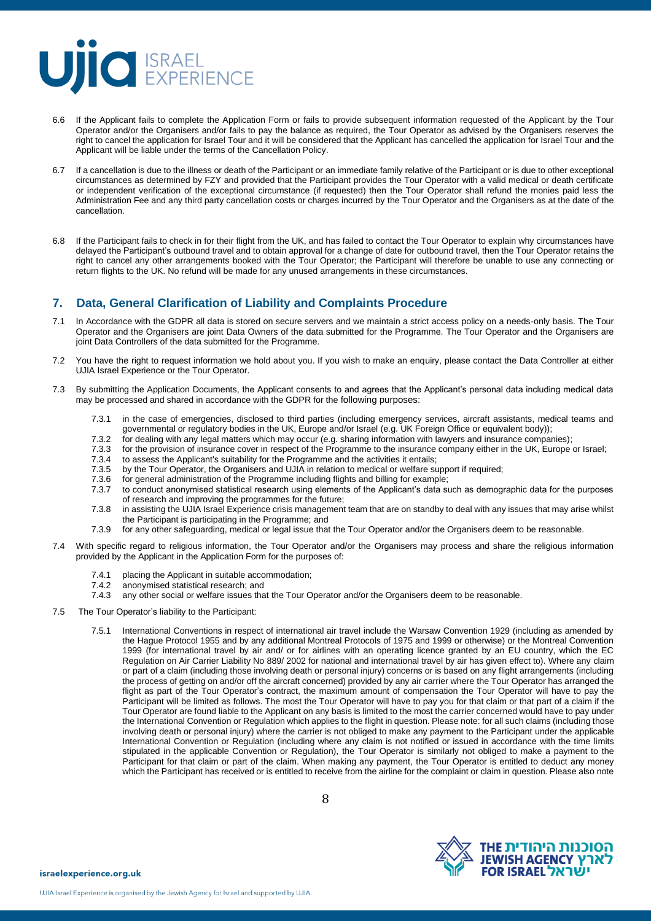6.6 If the Applicant fails to complete the Application Form or fails to provide subsequent information requested of the Applicant by the Tour Operator and/or the Organisers and/or fails to pay the balance as required, the Tour Operator as advised by the Organisers reserves the right to cancel the application for Israel Tour and it will be considered that the Applicant has cancelled the application for Israel Tour and the Applicant will be liable under the terms of the Cancellation Policy.

6.7 If a cancellation is due to the illness or death of the Participant or an immediate family relative of the Participant or is due to other exceptional circumstances as determined by FZY and provided that the Participant provides the Tour Operator with a valid medical or death certificate or independent verification of the exceptional circumstance (if requested) then the Tour Operator shall refund the monies paid less the Administration Fee and any third party cancellation costs or charges incurred by the Tour Operator and the Organisers as at the date of the cancellation.

6.8 If the Participant fails to check in for their flight from the UK, and has failed to contact the Tour Operator to explain why circumstances have delayed the Participant's outbound travel and to obtain approval for a change of date for outbound travel, then the Tour Operator retains the right to cancel any other arrangements booked with the Tour Operator; the Participant will therefore be unable to use any connecting or return flights to the UK. No refund will be made for any unused arrangements in these circumstances.

## 7. Data, General Clarification of Liability and Complaints Procedure

7.1 In Accordance with the GDPR all data is stored on secure servers and we maintain a strict access policy on a needs-only basis. The Tour Operator and the Organisers are joint Data Owners of the data submitted for the Programme. The Tour Operator and the Organisers are joint Data Controllers of the data submitted for the Programme.

7.2 You have the right to request information we hold about you. If you wish to make an enquiry, please contact the Data Controller at either UJIA Israel Experience or the Tour Operator.

7.3 By submitting the Application Documents, the Applicant consents to and agrees that the Applicant's personal data including medical data may be processed and shared in accordance with the GDPR for the following purposes:

7.3.1 in the case of emergencies, disclosed to third parties (including emergency services, aircraft assistants, medical teams and governmental or regulatory bodies in the UK, Europe and/or Israel (e.g. UK Foreign Office or equivalent body));

7.3.2 for dealing with any legal matters which may occur (e.g. sharing information with lawyers and insurance companies);

7.3.3 for the provision of insurance cover in respect of the Programme to the insurance company either in the UK, Europe or Israel;

7.3.4 to assess the Applicant's suitability for the Programme and the activities it entails;

7.3.5 by the Tour Operator, the Organisers and UJIA in relation to medical or welfare support if required;

7.3.6 for general administration of the Programme including flights and billing for example;

7.3.7 to conduct anonymised statistical research using elements of the Applicant's data such as demographic data for the purposes of research and improving the programmes for the future;

7.3.8 in assisting the UJIA Israel Experience crisis management team that are on standby to deal with any issues that may arise whilst the Participant is participating in the Programme; and

7.3.9 for any other safeguarding, medical or legal issue that the Tour Operator and/or the Organisers deem to be reasonable.

7.4 With specific regard to religious information, the Tour Operator and/or the Organisers may process and share the religious information provided by the Applicant in the Application Form for the purposes of:

7.4.1 placing the Applicant in suitable accommodation;

7.4.2 anonymised statistical research; and

7.4.3 any other social or welfare issues that the Tour Operator and/or the Organisers deem to be reasonable.

7.5 The Tour Operator's liability to the Participant:

7.5.1 International Conventions in respect of international air travel include the Warsaw Convention 1929 (including as amended by the Hague Protocol 1955 and by any additional Montreal Protocols of 1975 and 1999 or otherwise) or the Montreal Convention 1999 (for international travel by air and/ or for airlines with an operating licence granted by an EU country, which the EC Regulation on Air Carrier Liability No 889/ 2002 for national and international travel by air has given effect to). Where any claim or part of a claim (including those involving death or personal injury) concerns or is based on any flight arrangements (including the process of getting on and/or off the aircraft concerned) provided by any air carrier where the Tour Operator has arranged the flight as part of the Tour Operator's contract, the maximum amount of compensation the Tour Operator will have to pay the Participant will be limited as follows. The most the Tour Operator will have to pay you for that claim or that part of a claim if the Tour Operator are found liable to the Applicant on any basis is limited to the most the carrier concerned would have to pay under the International Convention or Regulation which applies to the flight in question. Please note: for all such claims (including those involving death or personal injury) where the carrier is not obliged to make any payment to the Participant under the applicable International Convention or Regulation (including where any claim is not notified or issued in accordance with the time limits stipulated in the applicable Convention or Regulation), the Tour Operator is similarly not obliged to make a payment to the Participant for that claim or part of the claim. When making any payment, the Tour Operator is entitled to deduct any money which the Participant has received or is entitled to receive from the airline for the complaint or claim in question. Please also note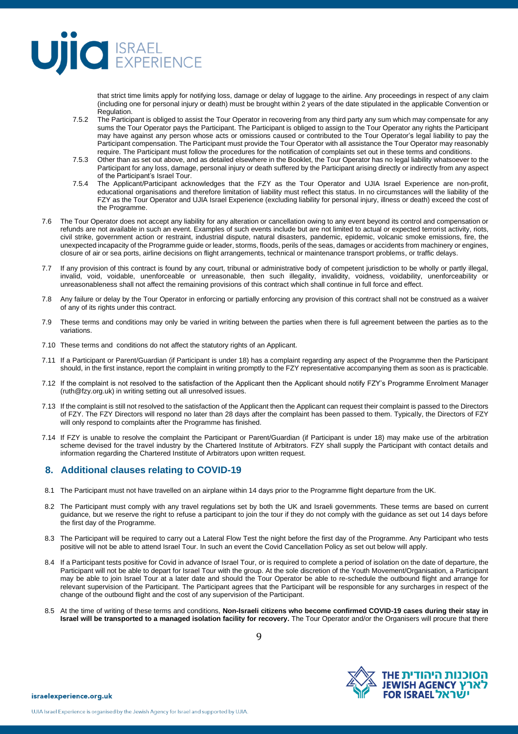that strict time limits apply for notifying loss, damage or delay of luggage to the airline. Any proceedings in respect of any claim (including one for personal injury or death) must be brought within 2 years of the date stipulated in the applicable Convention or Regulation.

7.5.2 The Participant is obliged to assist the Tour Operator in recovering from any third party any sum which may compensate for any sums the Tour Operator pays the Participant. The Participant is obliged to assign to the Tour Operator any rights the Participant may have against any person whose acts or omissions caused or contributed to the Tour Operator's legal liability to pay the Participant compensation. The Participant must provide the Tour Operator with all assistance the Tour Operator may reasonably require. The Participant must follow the procedures for the notification of complaints set out in these terms and conditions.

7.5.3 Other than as set out above, and as detailed elsewhere in the Booklet, the Tour Operator has no legal liability whatsoever to the Participant for any loss, damage, personal injury or death suffered by the Participant arising directly or indirectly from any aspect of the Participant's Israel Tour.

7.5.4 The Applicant/Participant acknowledges that the FZY as the Tour Operator and UJIA Israel Experience are non-profit, educational organisations and therefore limitation of liability must reflect this status. In no circumstances will the liability of the FZY as the Tour Operator and UJIA Israel Experience (excluding liability for personal injury, illness or death) exceed the cost of the Programme.

7.6 The Tour Operator does not accept any liability for any alteration or cancellation owing to any event beyond its control and compensation or refunds are not available in such an event. Examples of such events include but are not limited to actual or expected terrorist activity, riots, civil strike, government action or restraint, industrial dispute, natural disasters, pandemic, epidemic, volcanic smoke emissions, fire, the unexpected incapacity of the Programme guide or leader, storms, floods, perils of the seas, damages or accidents from machinery or engines, closure of air or sea ports, airline decisions on flight arrangements, technical or maintenance transport problems, or traffic delays.

7.7 If any provision of this contract is found by any court, tribunal or administrative body of competent jurisdiction to be wholly or partly illegal, invalid, void, voidable, unenforceable or unreasonable, then such illegality, invalidity, voidness, voidability, unenforceability or unreasonableness shall not affect the remaining provisions of this contract which shall continue in full force and effect.

7.8 Any failure or delay by the Tour Operator in enforcing or partially enforcing any provision of this contract shall not be construed as a waiver of any of its rights under this contract.

7.9 These terms and conditions may only be varied in writing between the parties when there is full agreement between the parties as to the variations.

7.10 These terms and conditions do not affect the statutory rights of an Applicant.

7.11 If a Participant or Parent/Guardian (if Participant is under 18) has a complaint regarding any aspect of the Programme then the Participant should, in the first instance, report the complaint in writing promptly to the FZY representative accompanying them as soon as is practicable.

7.12 If the complaint is not resolved to the satisfaction of the Applicant then the Applicant should notify FZY's Programme Enrolment Manager (ruth@fzy.org.uk) in writing setting out all unresolved issues.

7.13 If the complaint is still not resolved to the satisfaction of the Applicant then the Applicant can request their complaint is passed to the Directors of FZY. The FZY Directors will respond no later than 28 days after the complaint has been passed to them. Typically, the Directors of FZY will only respond to complaints after the Programme has finished.

7.14 If FZY is unable to resolve the complaint the Participant or Parent/Guardian (if Participant is under 18) may make use of the arbitration scheme devised for the travel industry by the Chartered Institute of Arbitrators. FZY shall supply the Participant with contact details and information regarding the Chartered Institute of Arbitrators upon written request.

## 8. Additional clauses relating to COVID-19

8.1 The Participant must not have travelled on an airplane within 14 days prior to the Programme flight departure from the UK.

8.2 The Participant must comply with any travel regulations set by both the UK and Israeli governments. These terms are based on current guidance, but we reserve the right to refuse a participant to join the tour if they do not comply with the guidance as set out 14 days before the first day of the Programme.

8.3 The Participant will be required to carry out a Lateral Flow Test the night before the first day of the Programme. Any Participant who tests positive will not be able to attend Israel Tour. In such an event the Covid Cancellation Policy as set out below will apply.

8.4 If a Participant tests positive for Covid in advance of Israel Tour, or is required to complete a period of isolation on the date of departure, the Participant will not be able to depart for Israel Tour with the group. At the sole discretion of the Youth Movement/Organisation, a Participant may be able to join Israel Tour at a later date and should the Tour Operator be able to re-schedule the outbound flight and arrange for relevant supervision of the Participant. The Participant agrees that the Participant will be responsible for any surcharges in respect of the change of the outbound flight and the cost of any supervision of the Participant.

8.5 At the time of writing of these terms and conditions, **Non-Israeli citizens who become confirmed COVID-19 cases during their stay in Israel will be transported to a managed isolation facility for recovery.** The Tour Operator and/or the Organisers will procure that there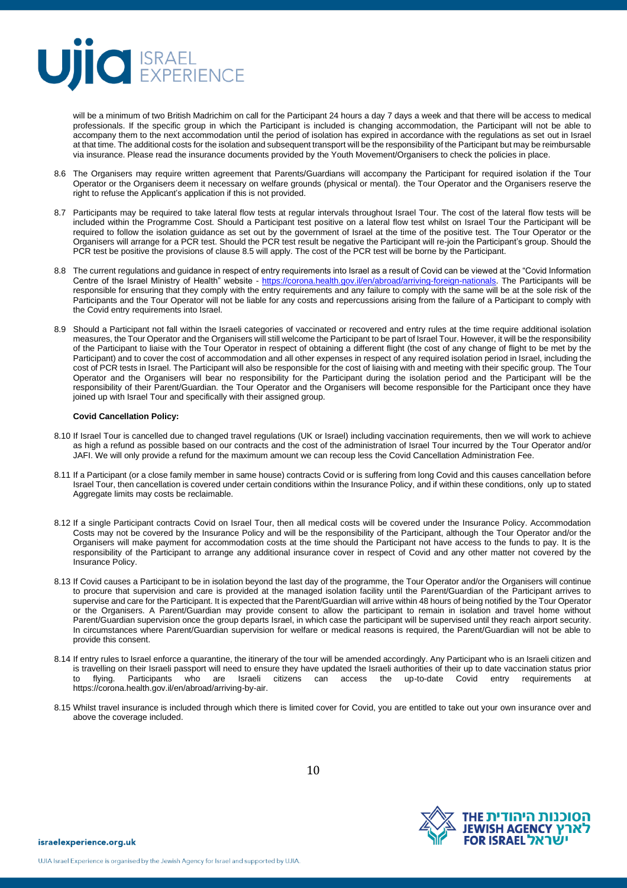will be a minimum of two British Madrichim on call for the Participant 24 hours a day 7 days a week and that there will be access to medical professionals. If the specific group in which the Participant is included is changing accommodation, the Participant will not be able to accompany them to the next accommodation until the period of isolation has expired in accordance with the regulations as set out in Israel at that time. The additional costs for the isolation and subsequent transport will be the responsibility of the Participant but may be reimbursable via insurance. Please read the insurance documents provided by the Youth Movement/Organisers to check the policies in place.

8.6 The Organisers may require written agreement that Parents/Guardians will accompany the Participant for required isolation if the Tour Operator or the Organisers deem it necessary on welfare grounds (physical or mental). the Tour Operator and the Organisers reserve the right to refuse the Applicant's application if this is not provided.

8.7 Participants may be required to take lateral flow tests at regular intervals throughout Israel Tour. The cost of the lateral flow tests will be included within the Programme Cost. Should a Participant test positive on a lateral flow test whilst on Israel Tour the Participant will be required to follow the isolation guidance as set out by the government of Israel at the time of the positive test. The Tour Operator or the Organisers will arrange for a PCR test. Should the PCR test result be negative the Participant will re-join the Participant's group. Should the PCR test be positive the provisions of clause 8.5 will apply. The cost of the PCR test will be borne by the Participant.

8.8 The current regulations and guidance in respect of entry requirements into Israel as a result of Covid can be viewed at the "Covid Information Centre of the Israel Ministry of Health" website - https://corona.health.gov.il/en/abroad/arriving-foreign-nationals. The Participants will be responsible for ensuring that they comply with the entry requirements and any failure to comply with the same will be at the sole risk of the Participants and the Tour Operator will not be liable for any costs and repercussions arising from the failure of a Participant to comply with the Covid entry requirements into Israel.

8.9 Should a Participant not fall within the Israeli categories of vaccinated or recovered and entry rules at the time require additional isolation measures, the Tour Operator and the Organisers will still welcome the Participant to be part of Israel Tour. However, it will be the responsibility of the Participant to liaise with the Tour Operator in respect of obtaining a different flight (the cost of any change of flight to be met by the Participant) and to cover the cost of accommodation and all other expenses in respect of any required isolation period in Israel, including the cost of PCR tests in Israel. The Participant will also be responsible for the cost of liaising with and meeting with their specific group. The Tour Operator and the Organisers will bear no responsibility for the Participant during the isolation period and the Participant will be the responsibility of their Parent/Guardian. the Tour Operator and the Organisers will become responsible for the Participant once they have joined up with Israel Tour and specifically with their assigned group.

**Covid Cancellation Policy:**

8.10 If Israel Tour is cancelled due to changed travel regulations (UK or Israel) including vaccination requirements, then we will work to achieve as high a refund as possible based on our contracts and the cost of the administration of Israel Tour incurred by the Tour Operator and/or JAFI. We will only provide a refund for the maximum amount we can recoup less the Covid Cancellation Administration Fee.

8.11 If a Participant (or a close family member in same house) contracts Covid or is suffering from long Covid and this causes cancellation before Israel Tour, then cancellation is covered under certain conditions within the Insurance Policy, and if within these conditions, only up to stated Aggregate limits may costs be reclaimable.

8.12 If a single Participant contracts Covid on Israel Tour, then all medical costs will be covered under the Insurance Policy. Accommodation Costs may not be covered by the Insurance Policy and will be the responsibility of the Participant, although the Tour Operator and/or the Organisers will make payment for accommodation costs at the time should the Participant not have access to the funds to pay. It is the responsibility of the Participant to arrange any additional insurance cover in respect of Covid and any other matter not covered by the Insurance Policy.

8.13 If Covid causes a Participant to be in isolation beyond the last day of the programme, the Tour Operator and/or the Organisers will continue to procure that supervision and care is provided at the managed isolation facility until the Parent/Guardian of the Participant arrives to supervise and care for the Participant. It is expected that the Parent/Guardian will arrive within 48 hours of being notified by the Tour Operator or the Organisers. A Parent/Guardian may provide consent to allow the participant to remain in isolation and travel home without Parent/Guardian supervision once the group departs Israel, in which case the participant will be supervised until they reach airport security. In circumstances where Parent/Guardian supervision for welfare or medical reasons is required, the Parent/Guardian will not be able to provide this consent.

8.14 If entry rules to Israel enforce a quarantine, the itinerary of the tour will be amended accordingly. Any Participant who is an Israeli citizen and is travelling on their Israeli passport will need to ensure they have updated the Israeli authorities of their up to date vaccination status prior to flying. Participants who are Israeli citizens can access the up-to-date Covid entry requirements at https://corona.health.gov.il/en/abroad/arriving-by-air.

8.15 Whilst travel insurance is included through which there is limited cover for Covid, you are entitled to take out your own insurance over and above the coverage included.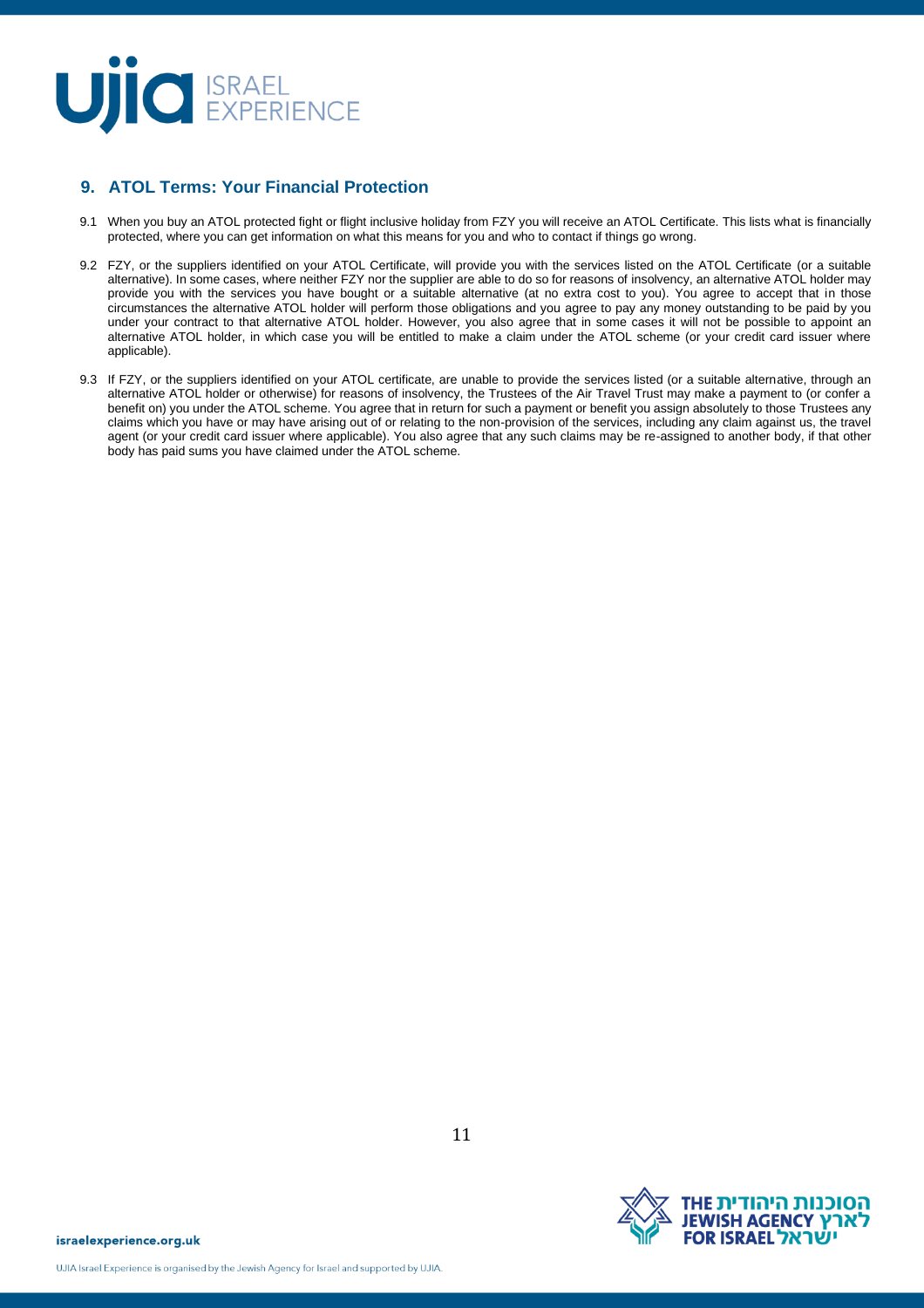## 9. ATOL Terms: Your Financial Protection

9.1 When you buy an ATOL protected fight or flight inclusive holiday from FZY you will receive an ATOL Certificate. This lists what is financially protected, where you can get information on what this means for you and who to contact if things go wrong.

9.2 FZY, or the suppliers identified on your ATOL Certificate, will provide you with the services listed on the ATOL Certificate (or a suitable alternative). In some cases, where neither FZY nor the supplier are able to do so for reasons of insolvency, an alternative ATOL holder may provide you with the services you have bought or a suitable alternative (at no extra cost to you). You agree to accept that in those circumstances the alternative ATOL holder will perform those obligations and you agree to pay any money outstanding to be paid by you under your contract to that alternative ATOL holder. However, you also agree that in some cases it will not be possible to appoint an alternative ATOL holder, in which case you will be entitled to make a claim under the ATOL scheme (or your credit card issuer where applicable).

9.3 If FZY, or the suppliers identified on your ATOL certificate, are unable to provide the services listed (or a suitable alternative, through an alternative ATOL holder or otherwise) for reasons of insolvency, the Trustees of the Air Travel Trust may make a payment to (or confer a benefit on) you under the ATOL scheme. You agree that in return for such a payment or benefit you assign absolutely to those Trustees any claims which you have or may have arising out of or relating to the non-provision of the services, including any claim against us, the travel agent (or your credit card issuer where applicable). You also agree that any such claims may be re-assigned to another body, if that other body has paid sums you have claimed under the ATOL scheme.